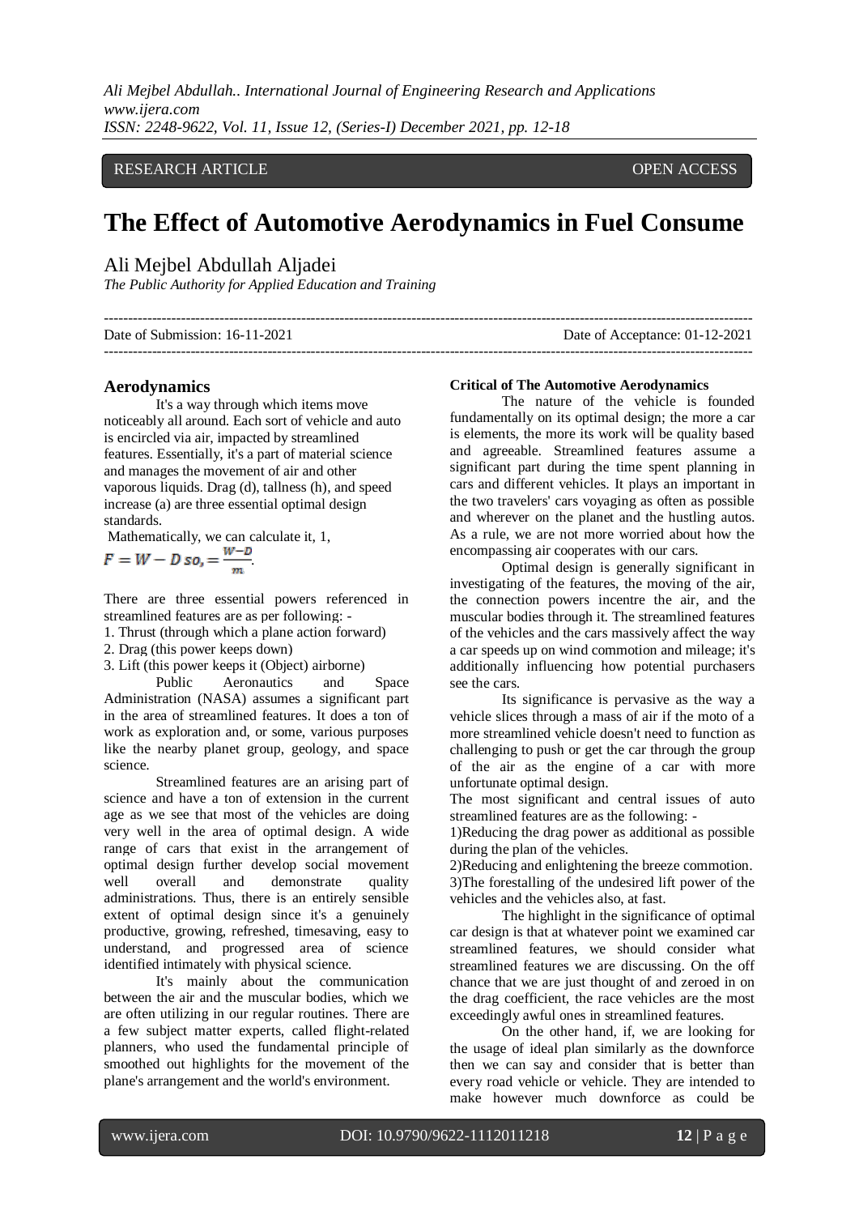RESEARCH ARTICLE OPEN ACCESS

# The Effect of Automotive Aerodynamics in Fuel Consume

Ali Mejbel Abdullah Aljadei

*The Public Authority for Applied Education and Training*

Date of Submission: 16-11-2021 Date of Acceptance: 01-12-2021

## Aerodynamics

It's a way through which items move noticeably all around. Each sort of vehicle and auto is encircled via air, impacted by streamlined features. Essentially, it's a part of material science and manages the movement of air and other vaporous liquids. Drag (d), tallness (h), and speed increase (a) are three essential optimal design standards.

Mathematically, we can calculate it, 1,

$F = W - D$ $so, = \frac{W-D}{m}$.

There are three essential powers referenced in streamlined features are as per following: -

1. Thrust (through which a plane action forward)
2. Drag (this power keeps down)
3. Lift (this power keeps it (Object) airborne)

Public Aeronautics and Space Administration (NASA) assumes a significant part in the area of streamlined features. It does a ton of work as exploration and, or some, various purposes like the nearby planet group, geology, and space science.

Streamlined features are an arising part of science and have a ton of extension in the current age as we see that most of the vehicles are doing very well in the area of optimal design. A wide range of cars that exist in the arrangement of optimal design further develop social movement well overall and demonstrate quality administrations. Thus, there is an entirely sensible extent of optimal design since it's a genuinely productive, growing, refreshed, timesaving, easy to understand, and progressed area of science identified intimately with physical science.

It's mainly about the communication between the air and the muscular bodies, which we are often utilizing in our regular routines. There are a few subject matter experts, called flight-related planners, who used the fundamental principle of smoothed out highlights for the movement of the plane's arrangement and the world's environment.

**Critical of The Automotive Aerodynamics**

The nature of the vehicle is founded fundamentally on its optimal design; the more a car is elements, the more its work will be quality based and agreeable. Streamlined features assume a significant part during the time spent planning in cars and different vehicles. It plays an important in the two travelers' cars voyaging as often as possible and wherever on the planet and the hustling autos. As a rule, we are not more worried about how the encompassing air cooperates with our cars.

Optimal design is generally significant in investigating of the features, the moving of the air, the connection powers incentre the air, and the muscular bodies through it. The streamlined features of the vehicles and the cars massively affect the way a car speeds up on wind commotion and mileage; it's additionally influencing how potential purchasers see the cars.

Its significance is pervasive as the way a vehicle slices through a mass of air if the moto of a more streamlined vehicle doesn't need to function as challenging to push or get the car through the group of the air as the engine of a car with more unfortunate optimal design.

The most significant and central issues of auto streamlined features are as the following: -

1)Reducing the drag power as additional as possible during the plan of the vehicles.

2)Reducing and enlightening the breeze commotion.

3)The forestalling of the undesired lift power of the vehicles and the vehicles also, at fast.

The highlight in the significance of optimal car design is that at whatever point we examined car streamlined features, we should consider what streamlined features we are discussing. On the off chance that we are just thought of and zeroed in on the drag coefficient, the race vehicles are the most exceedingly awful ones in streamlined features.

On the other hand, if, we are looking for the usage of ideal plan similarly as the downforce then we can say and consider that is better than every road vehicle or vehicle. They are intended to make however much downforce as could be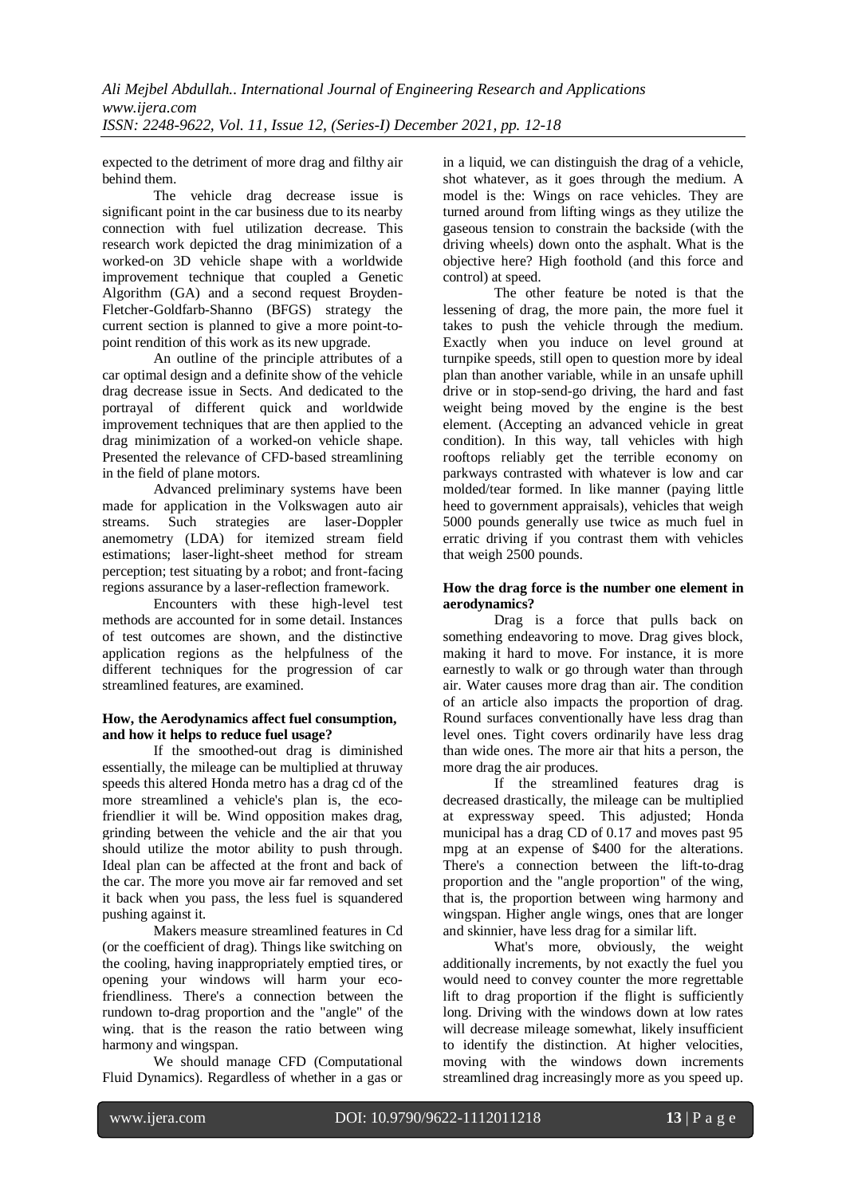expected to the detriment of more drag and filthy air behind them.

The vehicle drag decrease issue is significant point in the car business due to its nearby connection with fuel utilization decrease. This research work depicted the drag minimization of a worked-on 3D vehicle shape with a worldwide improvement technique that coupled a Genetic Algorithm (GA) and a second request Broyden-Fletcher-Goldfarb-Shanno (BFGS) strategy the current section is planned to give a more point-to-point rendition of this work as its new upgrade.

An outline of the principle attributes of a car optimal design and a definite show of the vehicle drag decrease issue in Sects. And dedicated to the portrayal of different quick and worldwide improvement techniques that are then applied to the drag minimization of a worked-on vehicle shape. Presented the relevance of CFD-based streamlining in the field of plane motors.

Advanced preliminary systems have been made for application in the Volkswagen auto air streams. Such strategies are laser-Doppler anemometry (LDA) for itemized stream field estimations; laser-light-sheet method for stream perception; test situating by a robot; and front-facing regions assurance by a laser-reflection framework.

Encounters with these high-level test methods are accounted for in some detail. Instances of test outcomes are shown, and the distinctive application regions as the helpfulness of the different techniques for the progression of car streamlined features, are examined.

**How, the Aerodynamics affect fuel consumption, and how it helps to reduce fuel usage?**

If the smoothed-out drag is diminished essentially, the mileage can be multiplied at thruway speeds this altered Honda metro has a drag cd of the more streamlined a vehicle's plan is, the eco-friendlier it will be. Wind opposition makes drag, grinding between the vehicle and the air that you should utilize the motor ability to push through. Ideal plan can be affected at the front and back of the car. The more you move air far removed and set it back when you pass, the less fuel is squandered pushing against it.

Makers measure streamlined features in Cd (or the coefficient of drag). Things like switching on the cooling, having inappropriately emptied tires, or opening your windows will harm your eco-friendliness. There's a connection between the rundown to-drag proportion and the "angle" of the wing. that is the reason the ratio between wing harmony and wingspan.

We should manage CFD (Computational Fluid Dynamics). Regardless of whether in a gas or in a liquid, we can distinguish the drag of a vehicle, shot whatever, as it goes through the medium. A model is the: Wings on race vehicles. They are turned around from lifting wings as they utilize the gaseous tension to constrain the backside (with the driving wheels) down onto the asphalt. What is the objective here? High foothold (and this force and control) at speed.

The other feature be noted is that the lessening of drag, the more pain, the more fuel it takes to push the vehicle through the medium. Exactly when you induce on level ground at turnpike speeds, still open to question more by ideal plan than another variable, while in an unsafe uphill drive or in stop-send-go driving, the hard and fast weight being moved by the engine is the best element. (Accepting an advanced vehicle in great condition). In this way, tall vehicles with high rooftops reliably get the terrible economy on parkways contrasted with whatever is low and car molded/tear formed. In like manner (paying little heed to government appraisals), vehicles that weigh 5000 pounds generally use twice as much fuel in erratic driving if you contrast them with vehicles that weigh 2500 pounds.

**How the drag force is the number one element in aerodynamics?**

Drag is a force that pulls back on something endeavoring to move. Drag gives block, making it hard to move. For instance, it is more earnestly to walk or go through water than through air. Water causes more drag than air. The condition of an article also impacts the proportion of drag. Round surfaces conventionally have less drag than level ones. Tight covers ordinarily have less drag than wide ones. The more air that hits a person, the more drag the air produces.

If the streamlined features drag is decreased drastically, the mileage can be multiplied at expressway speed. This adjusted; Honda municipal has a drag of CD of 0.17 and moves past 95 mpg at an expense of $400 for the alterations. There's a connection between the lift-to-drag proportion and the "angle proportion" of the wing, that is, the proportion between wing harmony and wingspan. Higher angle wings, ones that are longer and skinnier, have less drag for a similar lift.

What's more, obviously, the weight additionally increments, by not exactly the fuel you would need to convey counter the more regrettable lift to drag proportion if the flight is sufficiently long. Driving with the windows down at low rates will decrease mileage somewhat, likely insufficient to identify the distinction. At higher velocities, moving with the windows down increments streamlined drag increasingly more as you speed up.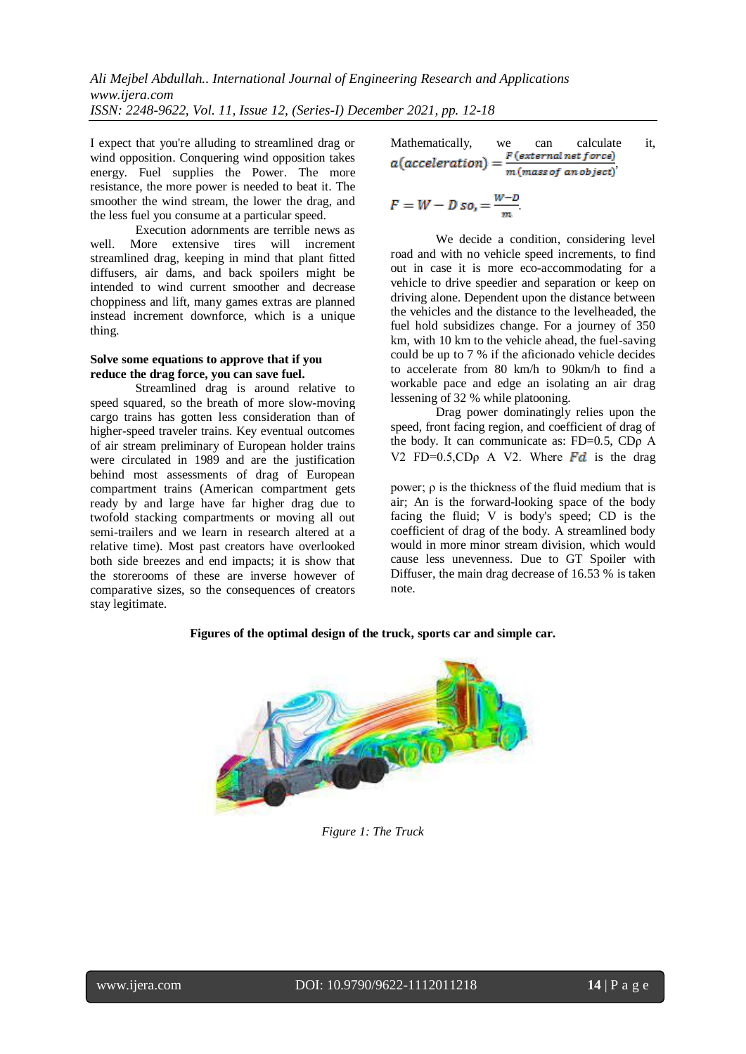I expect that you're alluding to streamlined drag or wind opposition. Conquering wind opposition takes energy. Fuel supplies the Power. The more resistance, the more power is needed to beat it. The smoother the wind stream, the lower the drag, and the less fuel you consume at a particular speed.

Execution adornments are terrible news as well. More extensive tires will increment streamlined drag, keeping in mind that plant fitted diffusers, air dams, and back spoilers might be intended to wind current smoother and decrease choppiness and lift, many games extras are planned instead increment downforce, which is a unique thing.

**Solve some equations to approve that if you reduce the drag force, you can save fuel.**

Streamlined drag is around relative to speed squared, so the breath of more slow-moving cargo trains has gotten less consideration than of higher-speed traveler trains. Key eventual outcomes of air stream preliminary of European holder trains were circulated in 1989 and are the justification behind most assessments of drag of European compartment trains (American compartment gets ready by and large have far higher drag due to twofold stacking compartments or moving all out semi-trailers and we learn in research altered at a relative time). Most past creators have overlooked both side breezes and end impacts; it is show that the storerooms of these are inverse however of comparative sizes, so the consequences of creators stay legitimate.

Mathematically, we can calculate it, $a(acceleration) = \frac{F\,(external\,net\,force)}{m\,(mass\,of\,\,an\,object)}$,

$$F = W - D\ so, = \frac{W-D}{m}.$$

We decide a condition, considering level road and with no vehicle speed increments, to find out in case it is more eco-accommodating for a vehicle to drive speedier and separation or keep on driving alone. Dependent upon the distance between the vehicles and the distance to the levelheaded, the fuel hold subsidizes change. For a journey of 350 km, with 10 km to the vehicle ahead, the fuel-saving could be up to 7 % if the aficionado vehicle decides to accelerate from 80 km/h to 90km/h to find a workable pace and edge an isolating an air drag lessening of 32 % while platooning.

Drag power dominatingly relies upon the speed, front facing region, and coefficient of drag of the body. It can communicate as: FD=0.5, CDρ A V2 FD=0.5,CDρ A V2. Where $Fd$ is the drag power; ρ is the thickness of the fluid medium that is air; An is the forward-looking space of the body facing the fluid; V is body's speed; CD is the coefficient of drag of the body. A streamlined body would in more minor stream division, which would cause less unevenness. Due to GT Spoiler with Diffuser, the main drag decrease of 16.53 % is taken note.

**Figures of the optimal design of the truck, sports car and simple car.**

*Figure 1: The Truck*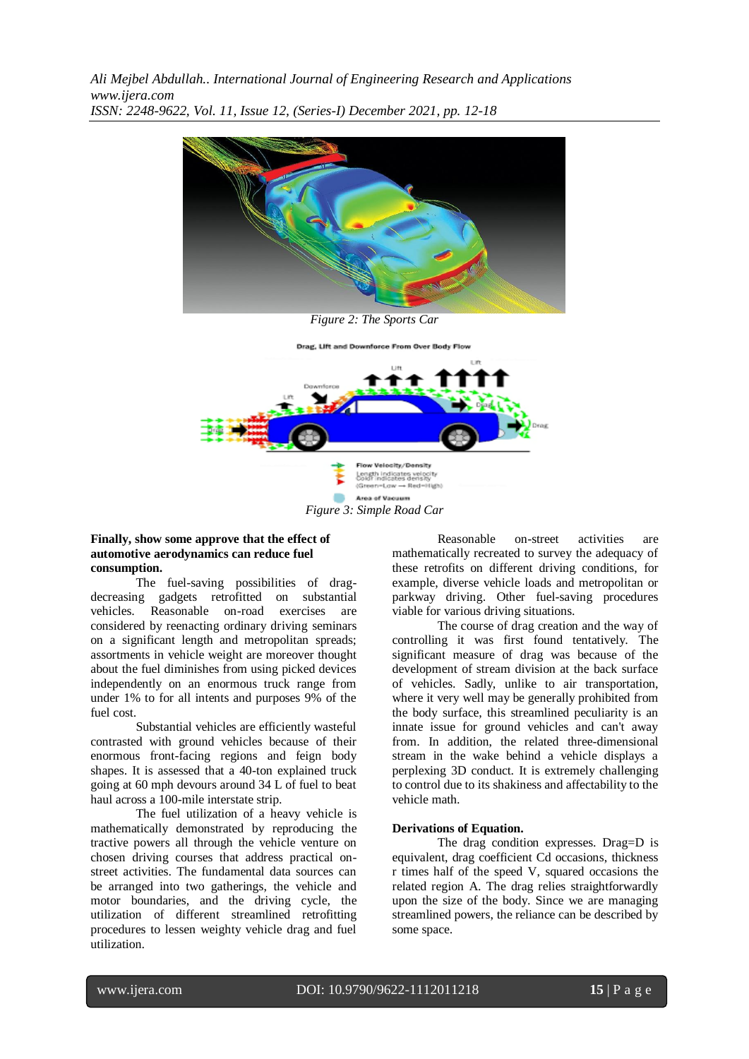*Figure 2: The Sports Car*

*Figure 3: Simple Road Car*

**Finally, show some approve that the effect of automotive aerodynamics can reduce fuel consumption.**

The fuel-saving possibilities of drag-decreasing gadgets retrofitted on substantial vehicles. Reasonable on-road exercises are considered by reenacting ordinary driving seminars on a significant length and metropolitan spreads; assortments in vehicle weight are moreover thought about the fuel diminishes from using picked devices independently on an enormous truck range from under 1% to for all intents and purposes 9% of the fuel cost.

Substantial vehicles are efficiently wasteful contrasted with ground vehicles because of their enormous front-facing regions and feign body shapes. It is assessed that a 40-ton explained truck going at 60 mph devours around 34 L of fuel to beat haul across a 100-mile interstate strip.

The fuel utilization of a heavy vehicle is mathematically demonstrated by reproducing the tractive powers all through the vehicle venture on chosen driving courses that address practical on-street activities. The fundamental data sources can be arranged into two gatherings, the vehicle and motor boundaries, and the driving cycle, the utilization of different streamlined retrofitting procedures to lessen weighty vehicle drag and fuel utilization.

Reasonable on-street activities are mathematically recreated to survey the adequacy of these retrofits on different driving conditions, for example, diverse vehicle loads and metropolitan or parkway driving. Other fuel-saving procedures viable for various driving situations.

The course of drag creation and the way of controlling it was first found tentatively. The significant measure of drag was because of the development of stream division at the back surface of vehicles. Sadly, unlike to air transportation, where it very well may be generally prohibited from the body surface, this streamlined peculiarity is an innate issue for ground vehicles and can't away from. In addition, the related three-dimensional stream in the wake behind a vehicle displays a perplexing 3D conduct. It is extremely challenging to control due to its shakiness and affectability to the vehicle math.

**Derivations of Equation.**

The drag condition expresses. Drag=D is equivalent, drag coefficient Cd occasions, thickness r times half of the speed V, squared occasions the related region A. The drag relies straightforwardly upon the size of the body. Since we are managing streamlined powers, the reliance can be described by some space.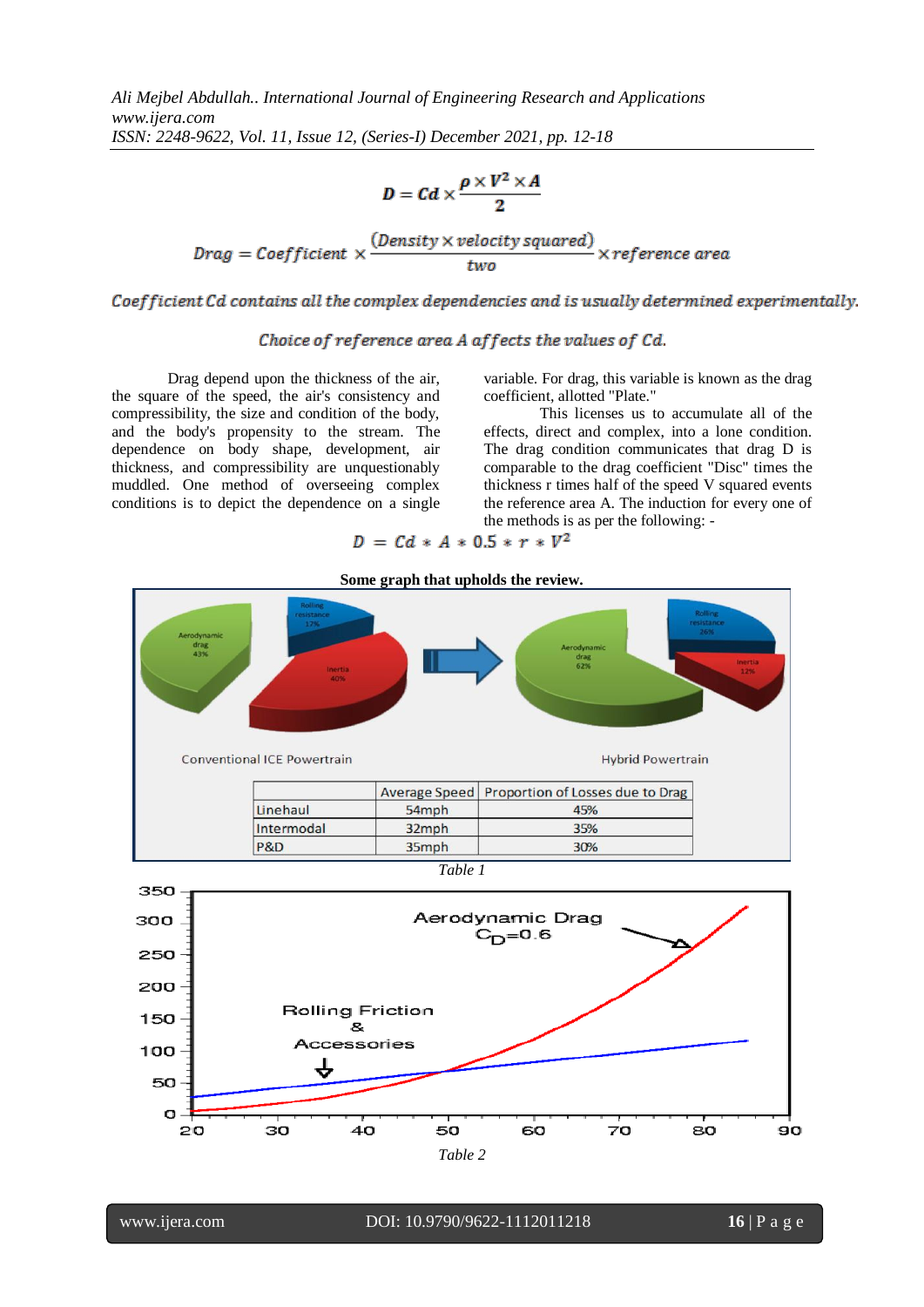$$D = Cd \times \frac{\rho \times V^2 \times A}{2}$$

$$Drag = Coefficient \times \frac{(Density \times velocity\ squared)}{two} \times reference\ area$$

*Coefficient Cd contains all the complex dependencies and is usually determined experimentally.*

*Choice of reference area A affects the values of Cd.*

Drag depend upon the thickness of the air, the square of the speed, the air's consistency and compressibility, the size and condition of the body, and the body's propensity to the stream. The dependence on body shape, development, air thickness, and compressibility are unquestionably muddled. One method of overseeing complex conditions is to depict the dependence on a single variable. For drag, this variable is known as the drag coefficient, allotted "Plate."

This licenses us to accumulate all of the effects, direct and complex, into a lone condition. The drag condition communicates that drag D is comparable to the drag coefficient "Disc" times the thickness r times half of the speed V squared events the reference area A. The induction for every one of the methods is as per the following: -

$$D = Cd * A * 0.5 * r * V^2$$

**Some graph that upholds the review.**

Conventional ICE Powertrain: Aerodynamic drag 43%, Rolling resistance 17%, Inertia 40%

Hybrid Powertrain: Aerodynamic drag 62%, Rolling resistance 26%, Inertia 12%

| | Average Speed | Proportion of Losses due to Drag |
|---|---|---|
| Linehaul | 54mph | 45% |
| Intermodal | 32mph | 35% |
| P&D | 35mph | 30% |

*Table 1*

Aerodynamic Drag $C_D$=0.6

Rolling Friction & Accessories

*Table 2*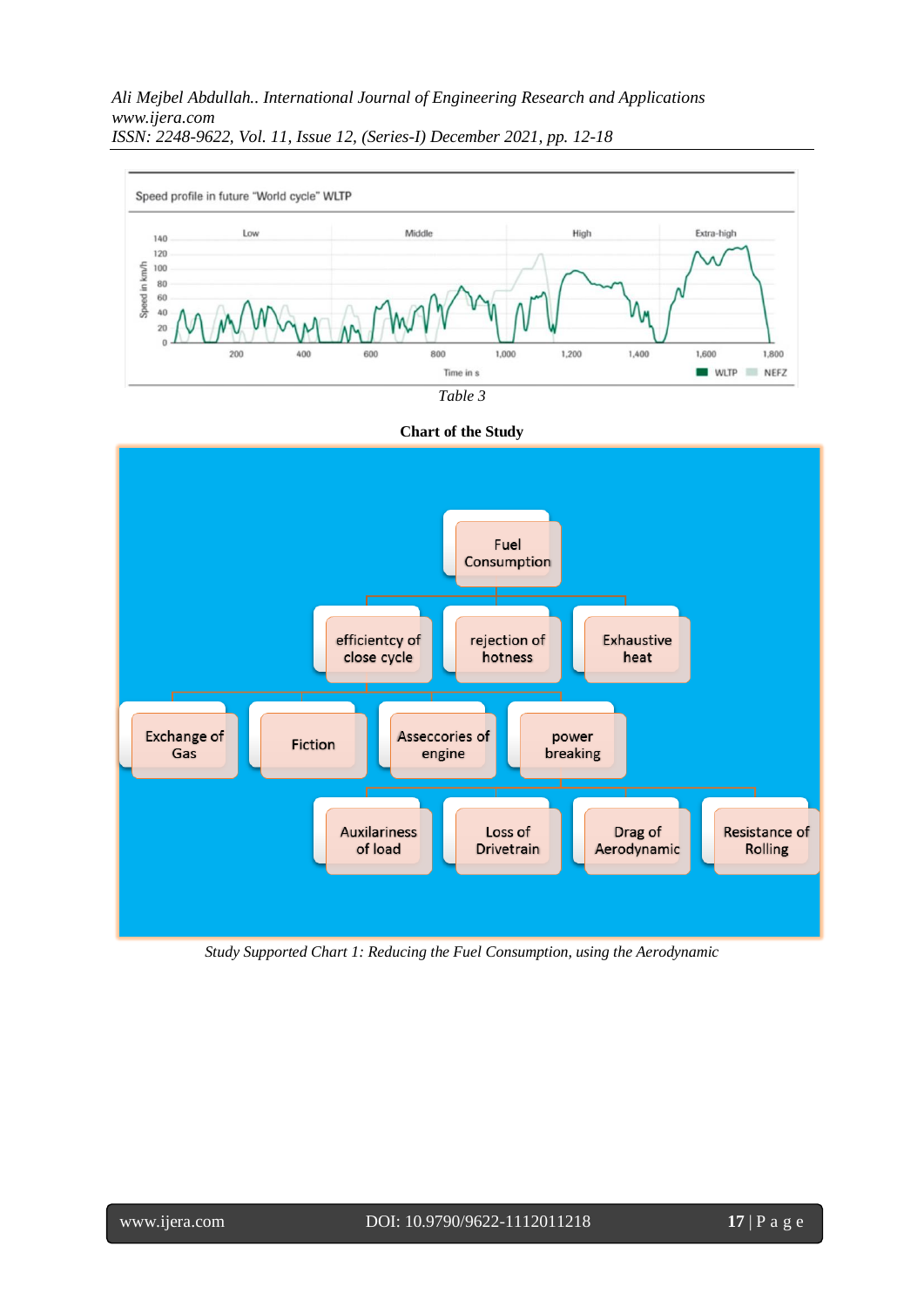Speed profile in future "World cycle" WLTP

*Table 3*

**Chart of the Study**

- Fuel Consumption
  - efficientcy of close cycle
    - Exchange of Gas
    - Fiction
    - Asseccories of engine
    - power breaking
      - Auxilariness of load
      - Loss of Drivetrain
      - Drag of Aerodynamic
      - Resistance of Rolling
  - rejection of hotness
  - Exhaustive heat

*Study Supported Chart 1: Reducing the Fuel Consumption, using the Aerodynamic*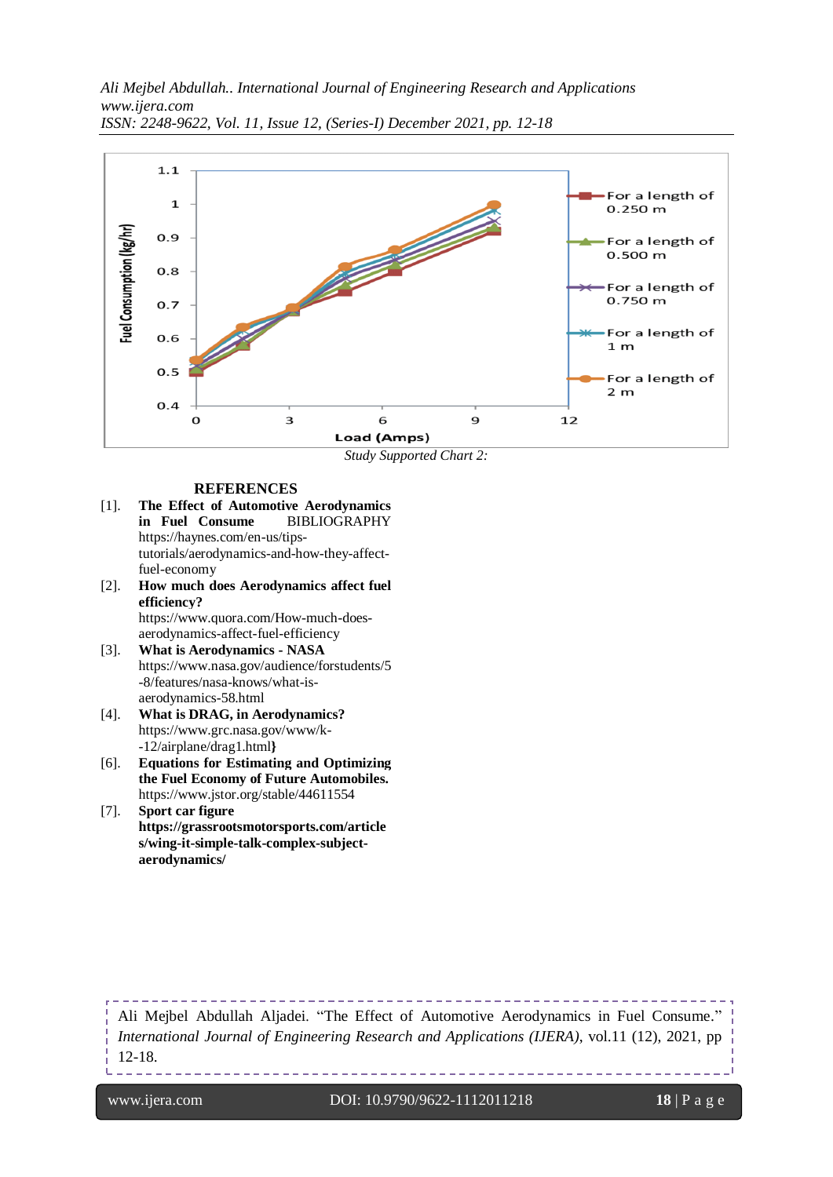Fuel Consumption (kg/hr)

1.1
1
0.9
0.8
0.7
0.6
0.5
0.4

0
3
6
9
12

Load (Amps)

For a length of 0.250 m
For a length of 0.500 m
For a length of 0.750 m
For a length of 1 m
For a length of 2 m

*Study Supported Chart 2:*

## REFERENCES

[1]. **The Effect of Automotive Aerodynamics in Fuel Consume** BIBLIOGRAPHY https://haynes.com/en-us/tips-tutorials/aerodynamics-and-how-they-affect-fuel-economy

[2]. **How much does Aerodynamics affect fuel efficiency?** https://www.quora.com/How-much-does-aerodynamics-affect-fuel-efficiency

[3]. **What is Aerodynamics - NASA** https://www.nasa.gov/audience/forstudents/5-8/features/nasa-knows/what-is-aerodynamics-58.html

[4]. **What is DRAG, in Aerodynamics?** https://www.grc.nasa.gov/www/k-12/airplane/drag1.html**}**

[6]. **Equations for Estimating and Optimizing the Fuel Economy of Future Automobiles.** https://www.jstor.org/stable/44611554

[7]. **Sport car figure https://grassrootsmotorsports.com/articles/wing-it-simple-talk-complex-subject-aerodynamics/**

Ali Mejbel Abdullah Aljadei. "The Effect of Automotive Aerodynamics in Fuel Consume." *International Journal of Engineering Research and Applications (IJERA)*, vol.11 (12), 2021, pp 12-18.